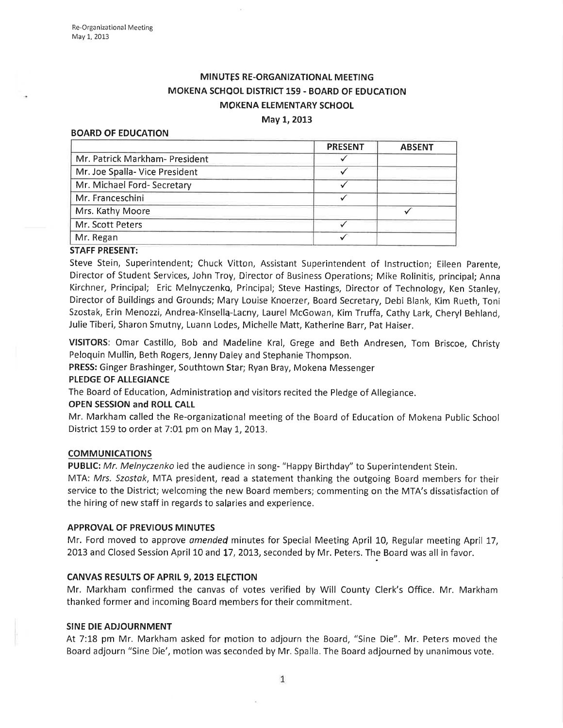# MINUTES RE-ORGANIZATIONAL MEETING
# MOKENA SCHOOL DISTRICT 159 - BOARD OF EDUCATION
# MOKENA ELEMENTARY SCHOOL

**May 1, 2013**

**BOARD OF EDUCATION**

| | PRESENT | ABSENT |
|---|---|---|
| Mr. Patrick Markham- President | ✓ | |
| Mr. Joe Spalla- Vice President | ✓ | |
| Mr. Michael Ford- Secretary | ✓ | |
| Mr. Franceschini | ✓ | |
| Mrs. Kathy Moore | | ✓ |
| Mr. Scott Peters | ✓ | |
| Mr. Regan | ✓ | |

**STAFF PRESENT:**

Steve Stein, Superintendent; Chuck Vitton, Assistant Superintendent of Instruction; Eileen Parente, Director of Student Services, John Troy, Director of Business Operations; Mike Rolinitis, principal; Anna Kirchner, Principal; Eric Melnyczenko, Principal; Steve Hastings, Director of Technology, Ken Stanley, Director of Buildings and Grounds; Mary Louise Knoerzer, Board Secretary, Debi Blank, Kim Rueth, Toni Szostak, Erin Menozzi, Andrea-Kinsella-Lacny, Laurel McGowan, Kim Truffa, Cathy Lark, Cheryl Behland, Julie Tiberi, Sharon Smutny, Luann Lodes, Michelle Matt, Katherine Barr, Pat Haiser.

**VISITORS**: Omar Castillo, Bob and Madeline Kral, Grege and Beth Andresen, Tom Briscoe, Christy Peloquin Mullin, Beth Rogers, Jenny Daley and Stephanie Thompson.

**PRESS:** Ginger Brashinger, Southtown Star; Ryan Bray, Mokena Messenger

**PLEDGE OF ALLEGIANCE**

The Board of Education, Administration and visitors recited the Pledge of Allegiance.

**OPEN SESSION and ROLL CALL**

Mr. Markham called the Re-organizational meeting of the Board of Education of Mokena Public School District 159 to order at 7:01 pm on May 1, 2013.

**COMMUNICATIONS**

**PUBLIC:** *Mr. Melnyczenko* led the audience in song- "Happy Birthday" to Superintendent Stein.

MTA: *Mrs. Szostak*, MTA president, read a statement thanking the outgoing Board members for their service to the District; welcoming the new Board members; commenting on the MTA's dissatisfaction of the hiring of new staff in regards to salaries and experience.

**APPROVAL OF PREVIOUS MINUTES**

Mr. Ford moved to approve *amended* minutes for Special Meeting April 10, Regular meeting April 17, 2013 and Closed Session April 10 and 17, 2013, seconded by Mr. Peters. The Board was all in favor.

**CANVAS RESULTS OF APRIL 9, 2013 ELECTION**

Mr. Markham confirmed the canvas of votes verified by Will County Clerk's Office. Mr. Markham thanked former and incoming Board members for their commitment.

**SINE DIE ADJOURNMENT**

At 7:18 pm Mr. Markham asked for motion to adjourn the Board, "Sine Die". Mr. Peters moved the Board adjourn "Sine Die', motion was seconded by Mr. Spalla. The Board adjourned by unanimous vote.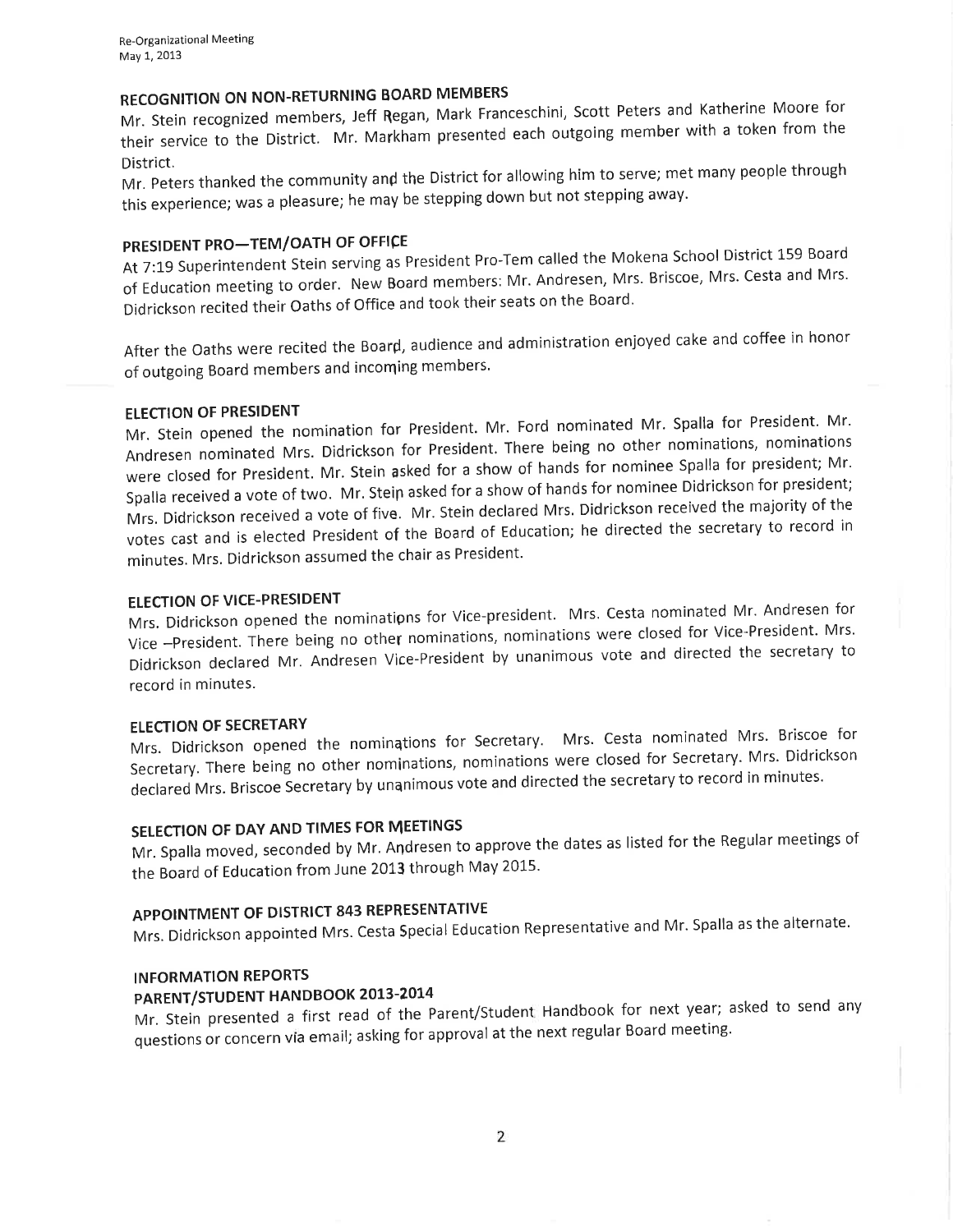## RECOGNITION ON NON-RETURNING BOARD MEMBERS

Mr. Stein recognized members, Jeff Regan, Mark Franceschini, Scott Peters and Katherine Moore for their service to the District. Mr. Markham presented each outgoing member with a token from the District.

Mr. Peters thanked the community and the District for allowing him to serve; met many people through this experience; was a pleasure; he may be stepping down but not stepping away.

## PRESIDENT PRO—TEM/OATH OF OFFICE

At 7:19 Superintendent Stein serving as President Pro-Tem called the Mokena School District 159 Board of Education meeting to order. New Board members: Mr. Andresen, Mrs. Briscoe, Mrs. Cesta and Mrs. Didrickson recited their Oaths of Office and took their seats on the Board.

After the Oaths were recited the Board, audience and administration enjoyed cake and coffee in honor of outgoing Board members and incoming members.

## ELECTION OF PRESIDENT

Mr. Stein opened the nomination for President. Mr. Ford nominated Mr. Spalla for President. Mr. Andresen nominated Mrs. Didrickson for President. There being no other nominations, nominations were closed for President. Mr. Stein asked for a show of hands for nominee Spalla for president; Mr. Spalla received a vote of two. Mr. Stein asked for a show of hands for nominee Didrickson for president; Mrs. Didrickson received a vote of five. Mr. Stein declared Mrs. Didrickson received the majority of the votes cast and is elected President of the Board of Education; he directed the secretary to record in minutes. Mrs. Didrickson assumed the chair as President.

## ELECTION OF VICE-PRESIDENT

Mrs. Didrickson opened the nominations for Vice-president. Mrs. Cesta nominated Mr. Andresen for Vice –President. There being no other nominations, nominations were closed for Vice-President. Mrs. Didrickson declared Mr. Andresen Vice-President by unanimous vote and directed the secretary to record in minutes.

## ELECTION OF SECRETARY

Mrs. Didrickson opened the nominations for Secretary. Mrs. Cesta nominated Mrs. Briscoe for Secretary. There being no other nominations, nominations were closed for Secretary. Mrs. Didrickson declared Mrs. Briscoe Secretary by unanimous vote and directed the secretary to record in minutes.

## SELECTION OF DAY AND TIMES FOR MEETINGS

Mr. Spalla moved, seconded by Mr. Andresen to approve the dates as listed for the Regular meetings of the Board of Education from June 2013 through May 2015.

## APPOINTMENT OF DISTRICT 843 REPRESENTATIVE

Mrs. Didrickson appointed Mrs. Cesta Special Education Representative and Mr. Spalla as the alternate.

## INFORMATION REPORTS

### PARENT/STUDENT HANDBOOK 2013-2014

Mr. Stein presented a first read of the Parent/Student Handbook for next year; asked to send any questions or concern via email; asking for approval at the next regular Board meeting.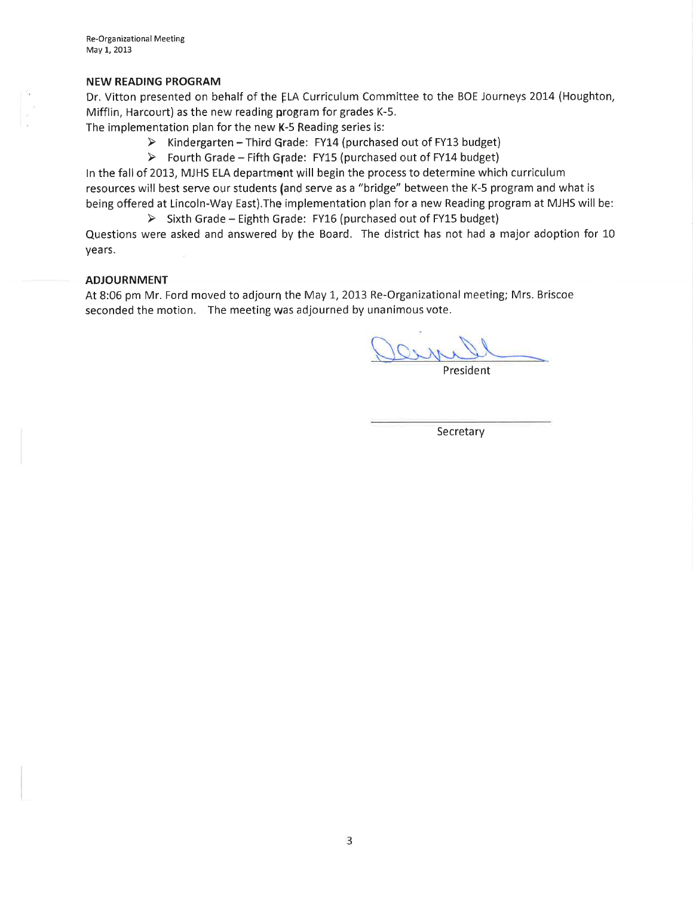## NEW READING PROGRAM

Dr. Vitton presented on behalf of the ELA Curriculum Committee to the BOE Journeys 2014 (Houghton, Mifflin, Harcourt) as the new reading program for grades K-5.

The implementation plan for the new K-5 Reading series is:

- Kindergarten – Third Grade: FY14 (purchased out of FY13 budget)
- Fourth Grade – Fifth Grade: FY15 (purchased out of FY14 budget)

In the fall of 2013, MJHS ELA department will begin the process to determine which curriculum resources will best serve our students (and serve as a "bridge" between the K-5 program and what is being offered at Lincoln-Way East).The implementation plan for a new Reading program at MJHS will be:

- Sixth Grade – Eighth Grade: FY16 (purchased out of FY15 budget)

Questions were asked and answered by the Board. The district has not had a major adoption for 10 years.

## ADJOURNMENT

At 8:06 pm Mr. Ford moved to adjourn the May 1, 2013 Re-Organizational meeting; Mrs. Briscoe seconded the motion. The meeting was adjourned by unanimous vote.

President

Secretary